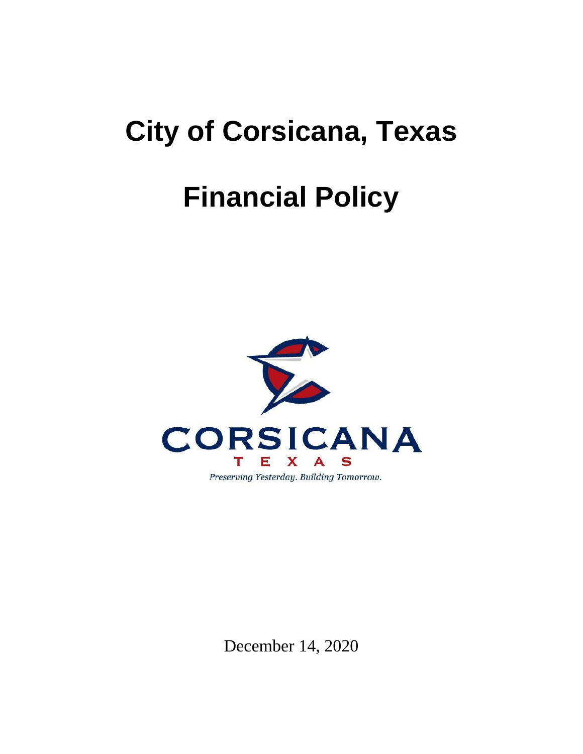# City of Corsicana, Texas

# Financial Policy

CORSICANA

TEXAS

*Preserving Yesterday. Building Tomorrow.*

December 14, 2020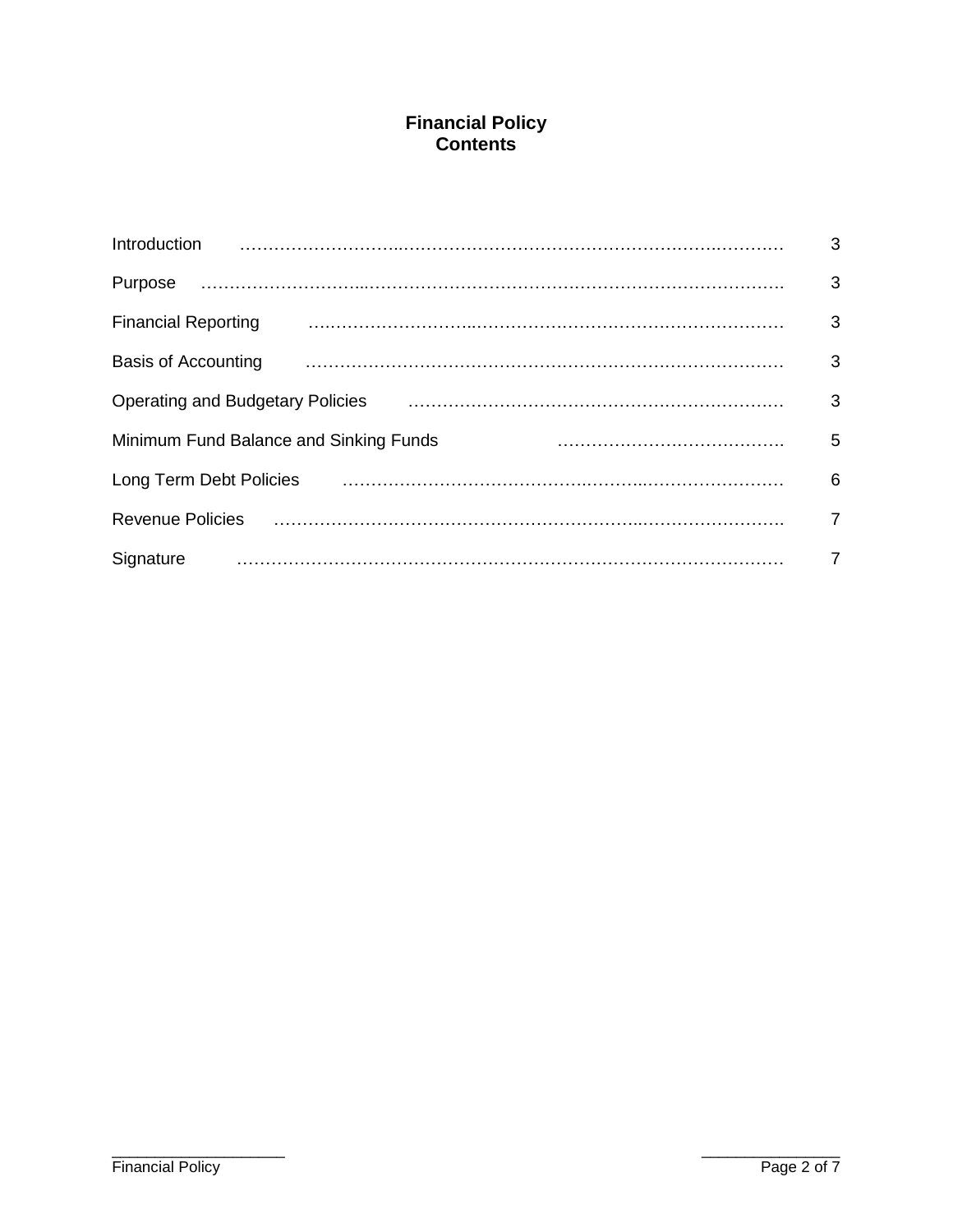# Financial Policy
# Contents

| Section | Page |
|---|---|
| Introduction | 3 |
| Purpose | 3 |
| Financial Reporting | 3 |
| Basis of Accounting | 3 |
| Operating and Budgetary Policies | 3 |
| Minimum Fund Balance and Sinking Funds | 5 |
| Long Term Debt Policies | 6 |
| Revenue Policies | 7 |
| Signature | 7 |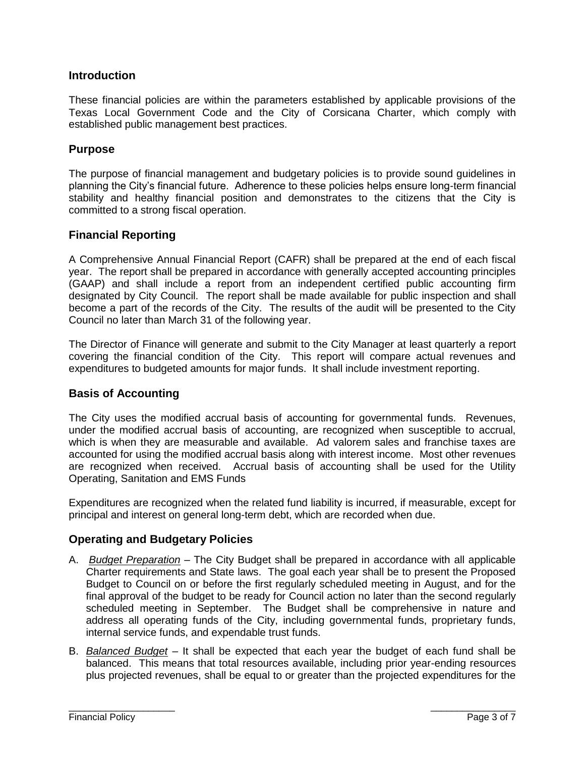## Introduction

These financial policies are within the parameters established by applicable provisions of the Texas Local Government Code and the City of Corsicana Charter, which comply with established public management best practices.

## Purpose

The purpose of financial management and budgetary policies is to provide sound guidelines in planning the City's financial future. Adherence to these policies helps ensure long-term financial stability and healthy financial position and demonstrates to the citizens that the City is committed to a strong fiscal operation.

## Financial Reporting

A Comprehensive Annual Financial Report (CAFR) shall be prepared at the end of each fiscal year. The report shall be prepared in accordance with generally accepted accounting principles (GAAP) and shall include a report from an independent certified public accounting firm designated by City Council. The report shall be made available for public inspection and shall become a part of the records of the City. The results of the audit will be presented to the City Council no later than March 31 of the following year.

The Director of Finance will generate and submit to the City Manager at least quarterly a report covering the financial condition of the City. This report will compare actual revenues and expenditures to budgeted amounts for major funds. It shall include investment reporting.

## Basis of Accounting

The City uses the modified accrual basis of accounting for governmental funds. Revenues, under the modified accrual basis of accounting, are recognized when susceptible to accrual, which is when they are measurable and available. Ad valorem sales and franchise taxes are accounted for using the modified accrual basis along with interest income. Most other revenues are recognized when received. Accrual basis of accounting shall be used for the Utility Operating, Sanitation and EMS Funds

Expenditures are recognized when the related fund liability is incurred, if measurable, except for principal and interest on general long-term debt, which are recorded when due.

## Operating and Budgetary Policies

A. *Budget Preparation* – The City Budget shall be prepared in accordance with all applicable Charter requirements and State laws. The goal each year shall be to present the Proposed Budget to Council on or before the first regularly scheduled meeting in August, and for the final approval of the budget to be ready for Council action no later than the second regularly scheduled meeting in September. The Budget shall be comprehensive in nature and address all operating funds of the City, including governmental funds, proprietary funds, internal service funds, and expendable trust funds.

B. *Balanced Budget* – It shall be expected that each year the budget of each fund shall be balanced. This means that total resources available, including prior year-ending resources plus projected revenues, shall be equal to or greater than the projected expenditures for the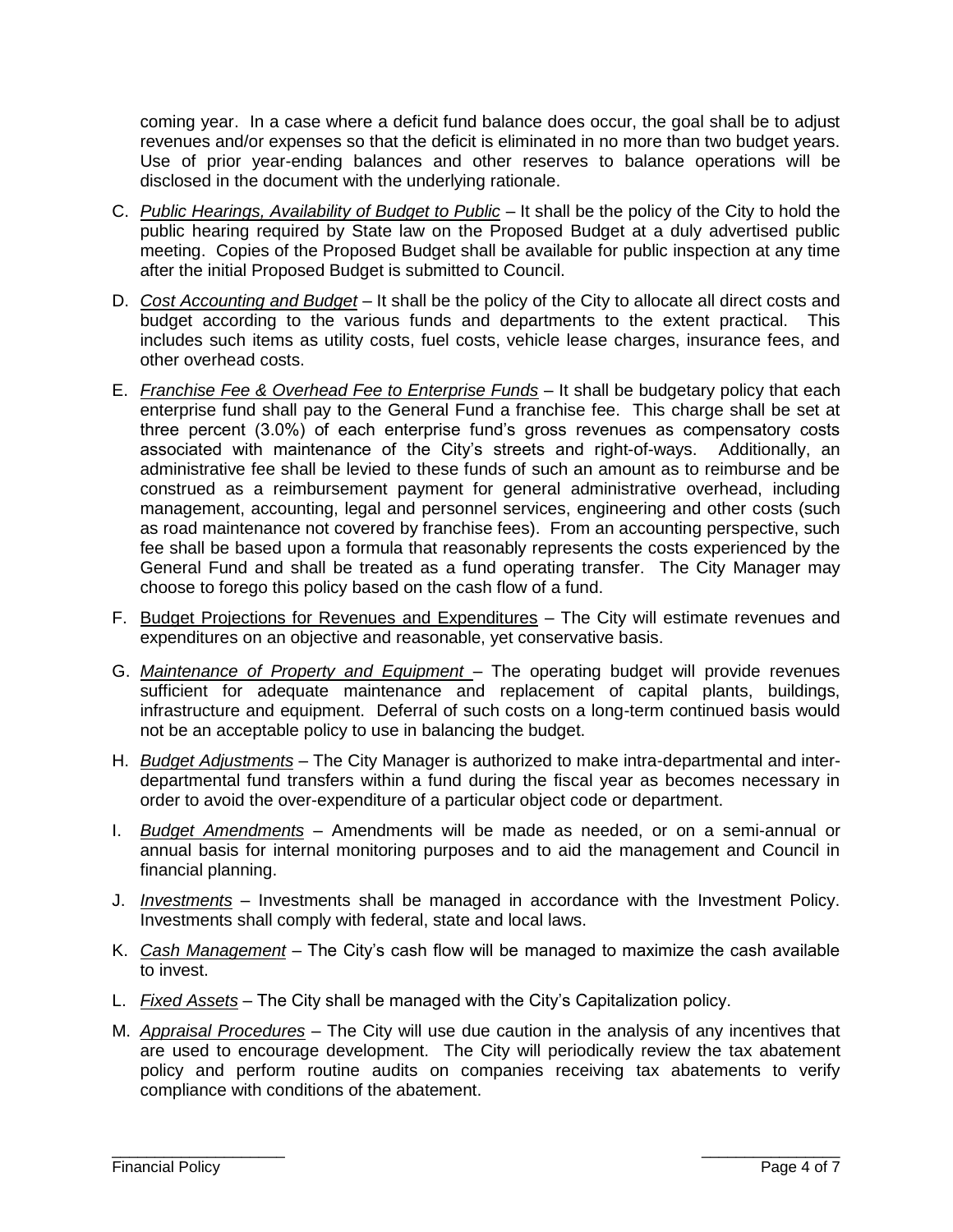coming year. In a case where a deficit fund balance does occur, the goal shall be to adjust revenues and/or expenses so that the deficit is eliminated in no more than two budget years. Use of prior year-ending balances and other reserves to balance operations will be disclosed in the document with the underlying rationale.

C. *Public Hearings, Availability of Budget to Public* – It shall be the policy of the City to hold the public hearing required by State law on the Proposed Budget at a duly advertised public meeting. Copies of the Proposed Budget shall be available for public inspection at any time after the initial Proposed Budget is submitted to Council.

D. *Cost Accounting and Budget* – It shall be the policy of the City to allocate all direct costs and budget according to the various funds and departments to the extent practical. This includes such items as utility costs, fuel costs, vehicle lease charges, insurance fees, and other overhead costs.

E. *Franchise Fee & Overhead Fee to Enterprise Funds* – It shall be budgetary policy that each enterprise fund shall pay to the General Fund a franchise fee. This charge shall be set at three percent (3.0%) of each enterprise fund's gross revenues as compensatory costs associated with maintenance of the City's streets and right-of-ways. Additionally, an administrative fee shall be levied to these funds of such an amount as to reimburse and be construed as a reimbursement payment for general administrative overhead, including management, accounting, legal and personnel services, engineering and other costs (such as road maintenance not covered by franchise fees). From an accounting perspective, such fee shall be based upon a formula that reasonably represents the costs experienced by the General Fund and shall be treated as a fund operating transfer. The City Manager may choose to forego this policy based on the cash flow of a fund.

F. Budget Projections for Revenues and Expenditures – The City will estimate revenues and expenditures on an objective and reasonable, yet conservative basis.

G. *Maintenance of Property and Equipment* – The operating budget will provide revenues sufficient for adequate maintenance and replacement of capital plants, buildings, infrastructure and equipment. Deferral of such costs on a long-term continued basis would not be an acceptable policy to use in balancing the budget.

H. *Budget Adjustments* – The City Manager is authorized to make intra-departmental and inter-departmental fund transfers within a fund during the fiscal year as becomes necessary in order to avoid the over-expenditure of a particular object code or department.

I. *Budget Amendments* – Amendments will be made as needed, or on a semi-annual or annual basis for internal monitoring purposes and to aid the management and Council in financial planning.

J. *Investments* – Investments shall be managed in accordance with the Investment Policy. Investments shall comply with federal, state and local laws.

K. *Cash Management* – The City's cash flow will be managed to maximize the cash available to invest.

L. *Fixed Assets* – The City shall be managed with the City's Capitalization policy.

M. *Appraisal Procedures* – The City will use due caution in the analysis of any incentives that are used to encourage development. The City will periodically review the tax abatement policy and perform routine audits on companies receiving tax abatements to verify compliance with conditions of the abatement.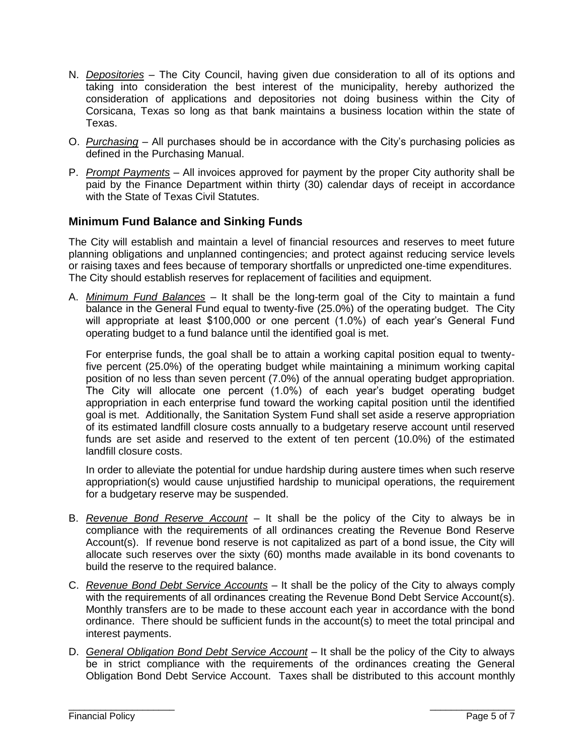N. *<u>Depositories</u>* – The City Council, having given due consideration to all of its options and taking into consideration the best interest of the municipality, hereby authorized the consideration of applications and depositories not doing business within the City of Corsicana, Texas so long as that bank maintains a business location within the state of Texas.

O. *<u>Purchasing</u>* – All purchases should be in accordance with the City's purchasing policies as defined in the Purchasing Manual.

P. *<u>Prompt Payments</u>* – All invoices approved for payment by the proper City authority shall be paid by the Finance Department within thirty (30) calendar days of receipt in accordance with the State of Texas Civil Statutes.

## Minimum Fund Balance and Sinking Funds

The City will establish and maintain a level of financial resources and reserves to meet future planning obligations and unplanned contingencies; and protect against reducing service levels or raising taxes and fees because of temporary shortfalls or unpredicted one-time expenditures. The City should establish reserves for replacement of facilities and equipment.

A. *<u>Minimum Fund Balances</u>* – It shall be the long-term goal of the City to maintain a fund balance in the General Fund equal to twenty-five (25.0%) of the operating budget. The City will appropriate at least $100,000 or one percent (1.0%) of each year's General Fund operating budget to a fund balance until the identified goal is met.

   For enterprise funds, the goal shall be to attain a working capital position equal to twenty-five percent (25.0%) of the operating budget while maintaining a minimum working capital position of no less than seven percent (7.0%) of the annual operating budget appropriation. The City will allocate one percent (1.0%) of each year's budget operating budget appropriation in each enterprise fund toward the working capital position until the identified goal is met. Additionally, the Sanitation System Fund shall set aside a reserve appropriation of its estimated landfill closure costs annually to a budgetary reserve account until reserved funds are set aside and reserved to the extent of ten percent (10.0%) of the estimated landfill closure costs.

   In order to alleviate the potential for undue hardship during austere times when such reserve appropriation(s) would cause unjustified hardship to municipal operations, the requirement for a budgetary reserve may be suspended.

B. *<u>Revenue Bond Reserve Account</u>* – It shall be the policy of the City to always be in compliance with the requirements of all ordinances creating the Revenue Bond Reserve Account(s). If revenue bond reserve is not capitalized as part of a bond issue, the City will allocate such reserves over the sixty (60) months made available in its bond covenants to build the reserve to the required balance.

C. *<u>Revenue Bond Debt Service Accounts</u>* – It shall be the policy of the City to always comply with the requirements of all ordinances creating the Revenue Bond Debt Service Account(s). Monthly transfers are to be made to these account each year in accordance with the bond ordinance. There should be sufficient funds in the account(s) to meet the total principal and interest payments.

D. *<u>General Obligation Bond Debt Service Account</u>* – It shall be the policy of the City to always be in strict compliance with the requirements of the ordinances creating the General Obligation Bond Debt Service Account. Taxes shall be distributed to this account monthly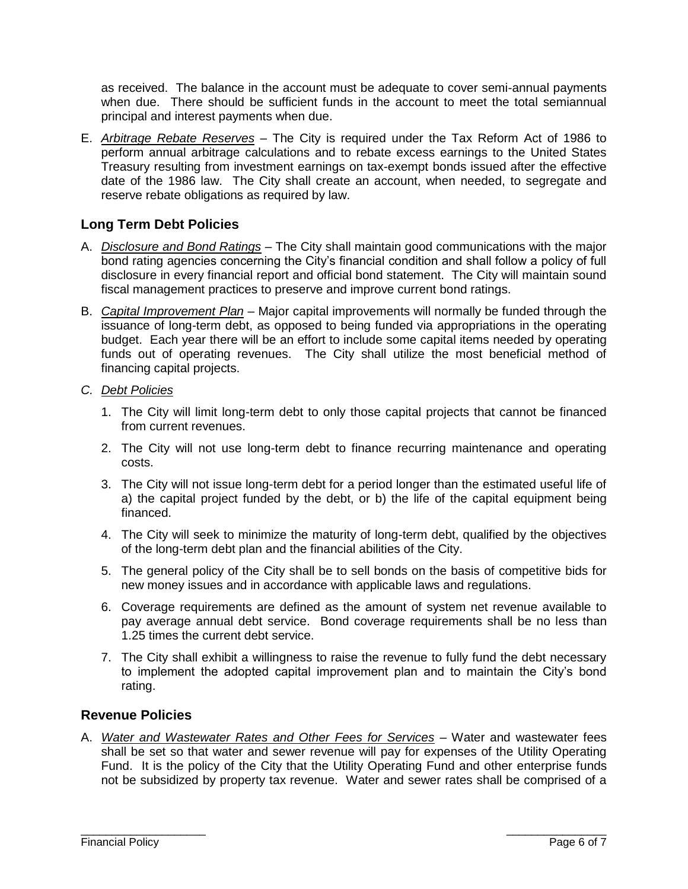as received. The balance in the account must be adequate to cover semi-annual payments when due. There should be sufficient funds in the account to meet the total semiannual principal and interest payments when due.

E. *Arbitrage Rebate Reserves* – The City is required under the Tax Reform Act of 1986 to perform annual arbitrage calculations and to rebate excess earnings to the United States Treasury resulting from investment earnings on tax-exempt bonds issued after the effective date of the 1986 law. The City shall create an account, when needed, to segregate and reserve rebate obligations as required by law.

## Long Term Debt Policies

A. *Disclosure and Bond Ratings* – The City shall maintain good communications with the major bond rating agencies concerning the City's financial condition and shall follow a policy of full disclosure in every financial report and official bond statement. The City will maintain sound fiscal management practices to preserve and improve current bond ratings.

B. *Capital Improvement Plan* – Major capital improvements will normally be funded through the issuance of long-term debt, as opposed to being funded via appropriations in the operating budget. Each year there will be an effort to include some capital items needed by operating funds out of operating revenues. The City shall utilize the most beneficial method of financing capital projects.

C. *Debt Policies*

1. The City will limit long-term debt to only those capital projects that cannot be financed from current revenues.
2. The City will not use long-term debt to finance recurring maintenance and operating costs.
3. The City will not issue long-term debt for a period longer than the estimated useful life of a) the capital project funded by the debt, or b) the life of the capital equipment being financed.
4. The City will seek to minimize the maturity of long-term debt, qualified by the objectives of the long-term debt plan and the financial abilities of the City.
5. The general policy of the City shall be to sell bonds on the basis of competitive bids for new money issues and in accordance with applicable laws and regulations.
6. Coverage requirements are defined as the amount of system net revenue available to pay average annual debt service. Bond coverage requirements shall be no less than 1.25 times the current debt service.
7. The City shall exhibit a willingness to raise the revenue to fully fund the debt necessary to implement the adopted capital improvement plan and to maintain the City's bond rating.

## Revenue Policies

A. *Water and Wastewater Rates and Other Fees for Services* – Water and wastewater fees shall be set so that water and sewer revenue will pay for expenses of the Utility Operating Fund. It is the policy of the City that the Utility Operating Fund and other enterprise funds not be subsidized by property tax revenue. Water and sewer rates shall be comprised of a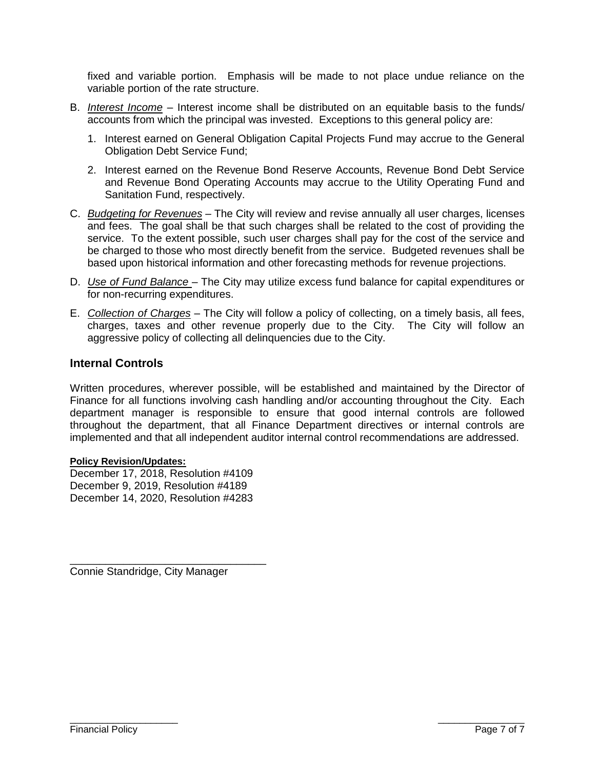fixed and variable portion. Emphasis will be made to not place undue reliance on the variable portion of the rate structure.

B. *Interest Income* – Interest income shall be distributed on an equitable basis to the funds/ accounts from which the principal was invested. Exceptions to this general policy are:

   1. Interest earned on General Obligation Capital Projects Fund may accrue to the General Obligation Debt Service Fund;

   2. Interest earned on the Revenue Bond Reserve Accounts, Revenue Bond Debt Service and Revenue Bond Operating Accounts may accrue to the Utility Operating Fund and Sanitation Fund, respectively.

C. *Budgeting for Revenues* – The City will review and revise annually all user charges, licenses and fees. The goal shall be that such charges shall be related to the cost of providing the service. To the extent possible, such user charges shall pay for the cost of the service and be charged to those who most directly benefit from the service. Budgeted revenues shall be based upon historical information and other forecasting methods for revenue projections.

D. *Use of Fund Balance* – The City may utilize excess fund balance for capital expenditures or for non-recurring expenditures.

E. *Collection of Charges* – The City will follow a policy of collecting, on a timely basis, all fees, charges, taxes and other revenue properly due to the City. The City will follow an aggressive policy of collecting all delinquencies due to the City.

## Internal Controls

Written procedures, wherever possible, will be established and maintained by the Director of Finance for all functions involving cash handling and/or accounting throughout the City. Each department manager is responsible to ensure that good internal controls are followed throughout the department, that all Finance Department directives or internal controls are implemented and that all independent auditor internal control recommendations are addressed.

**Policy Revision/Updates:**
December 17, 2018, Resolution #4109
December 9, 2019, Resolution #4189
December 14, 2020, Resolution #4283

\_\_\_\_\_\_\_\_\_\_\_\_\_\_\_\_\_\_\_\_\_\_\_\_\_\_\_\_\_\_\_\_\_\_
Connie Standridge, City Manager